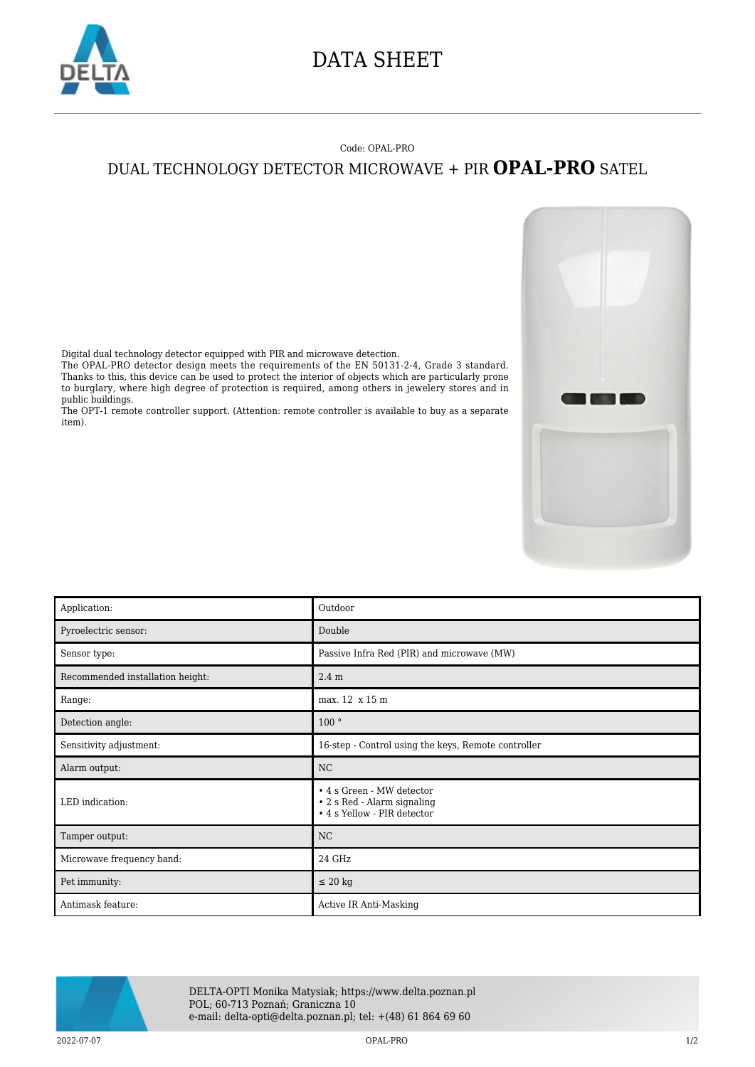# DATA SHEET

Code: OPAL-PRO

## DUAL TECHNOLOGY DETECTOR MICROWAVE + PIR **OPAL-PRO** SATEL

Digital dual technology detector equipped with PIR and microwave detection.
The OPAL-PRO detector design meets the requirements of the EN 50131-2-4, Grade 3 standard. Thanks to this, this device can be used to protect the interior of objects which are particularly prone to burglary, where high degree of protection is required, among others in jewelery stores and in public buildings.
The OPT-1 remote controller support. (Attention: remote controller is available to buy as a separate item).

| | |
|---|---|
| Application: | Outdoor |
| Pyroelectric sensor: | Double |
| Sensor type: | Passive Infra Red (PIR) and microwave (MW) |
| Recommended installation height: | 2.4 m |
| Range: | max. 12 x 15 m |
| Detection angle: | 100 ° |
| Sensitivity adjustment: | 16-step - Control using the keys, Remote controller |
| Alarm output: | NC |
| LED indication: | • 4 s Green - MW detector<br>• 2 s Red - Alarm signaling<br>• 4 s Yellow - PIR detector |
| Tamper output: | NC |
| Microwave frequency band: | 24 GHz |
| Pet immunity: | ≤ 20 kg |
| Antimask feature: | Active IR Anti-Masking |

DELTA-OPTI Monika Matysiak; https://www.delta.poznan.pl
POL; 60-713 Poznań; Graniczna 10
e-mail: delta-opti@delta.poznan.pl; tel: +(48) 61 864 69 60

2022-07-07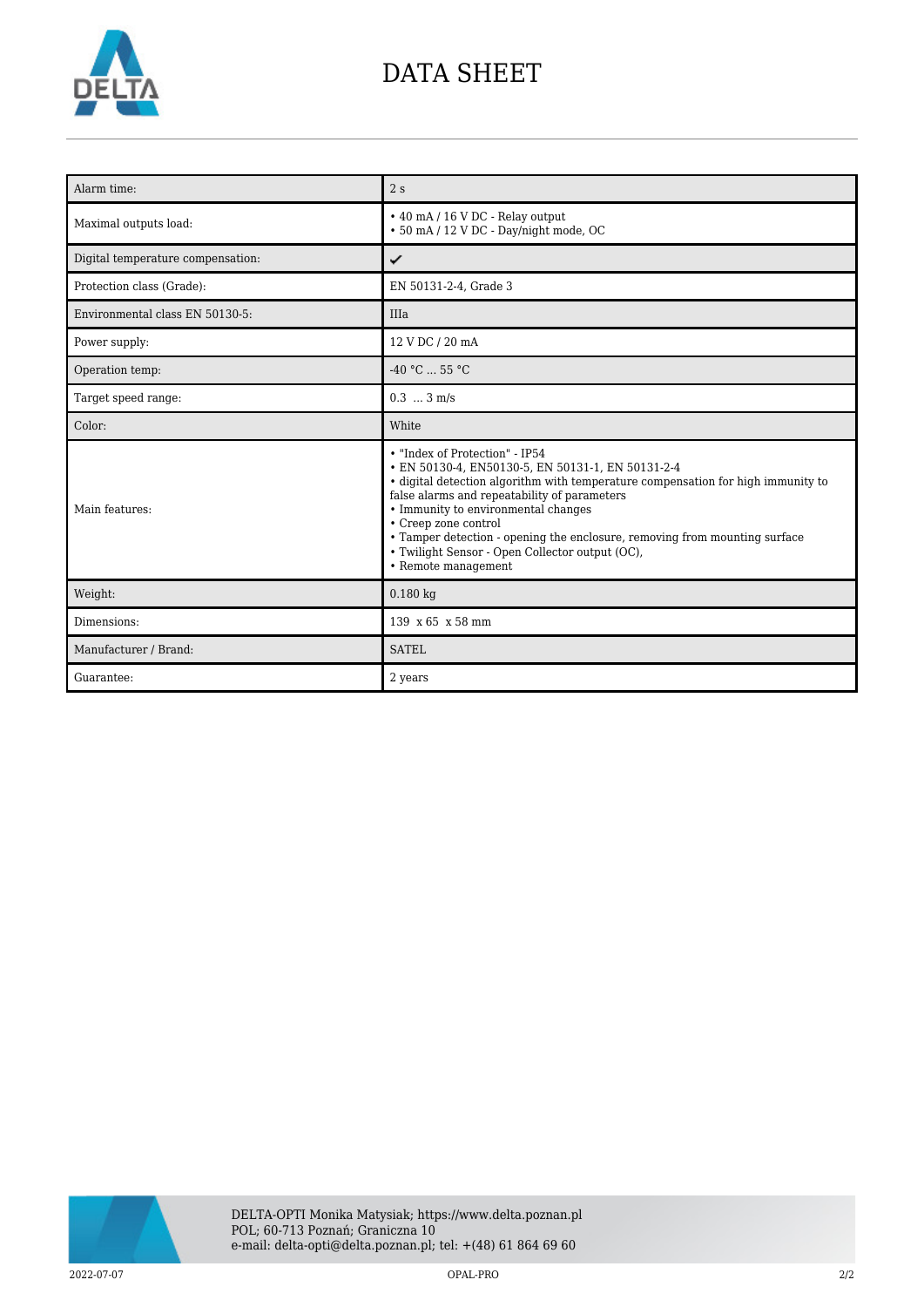# DATA SHEET

| | |
|---|---|
| Alarm time: | 2 s |
| Maximal outputs load: | • 40 mA / 16 V DC - Relay output<br>• 50 mA / 12 V DC - Day/night mode, OC |
| Digital temperature compensation: | ✔ |
| Protection class (Grade): | EN 50131-2-4, Grade 3 |
| Environmental class EN 50130-5: | IIIa |
| Power supply: | 12 V DC / 20 mA |
| Operation temp: | -40 °C ... 55 °C |
| Target speed range: | 0.3 ... 3 m/s |
| Color: | White |
| Main features: | • "Index of Protection" - IP54<br>• EN 50130-4, EN50130-5, EN 50131-1, EN 50131-2-4<br>• digital detection algorithm with temperature compensation for high immunity to false alarms and repeatability of parameters<br>• Immunity to environmental changes<br>• Creep zone control<br>• Tamper detection - opening the enclosure, removing from mounting surface<br>• Twilight Sensor - Open Collector output (OC),<br>• Remote management |
| Weight: | 0.180 kg |
| Dimensions: | 139 x 65 x 58 mm |
| Manufacturer / Brand: | SATEL |
| Guarantee: | 2 years |

DELTA-OPTI Monika Matysiak; https://www.delta.poznan.pl
POL; 60-713 Poznań; Graniczna 10
e-mail: delta-opti@delta.poznan.pl; tel: +(48) 61 864 69 60